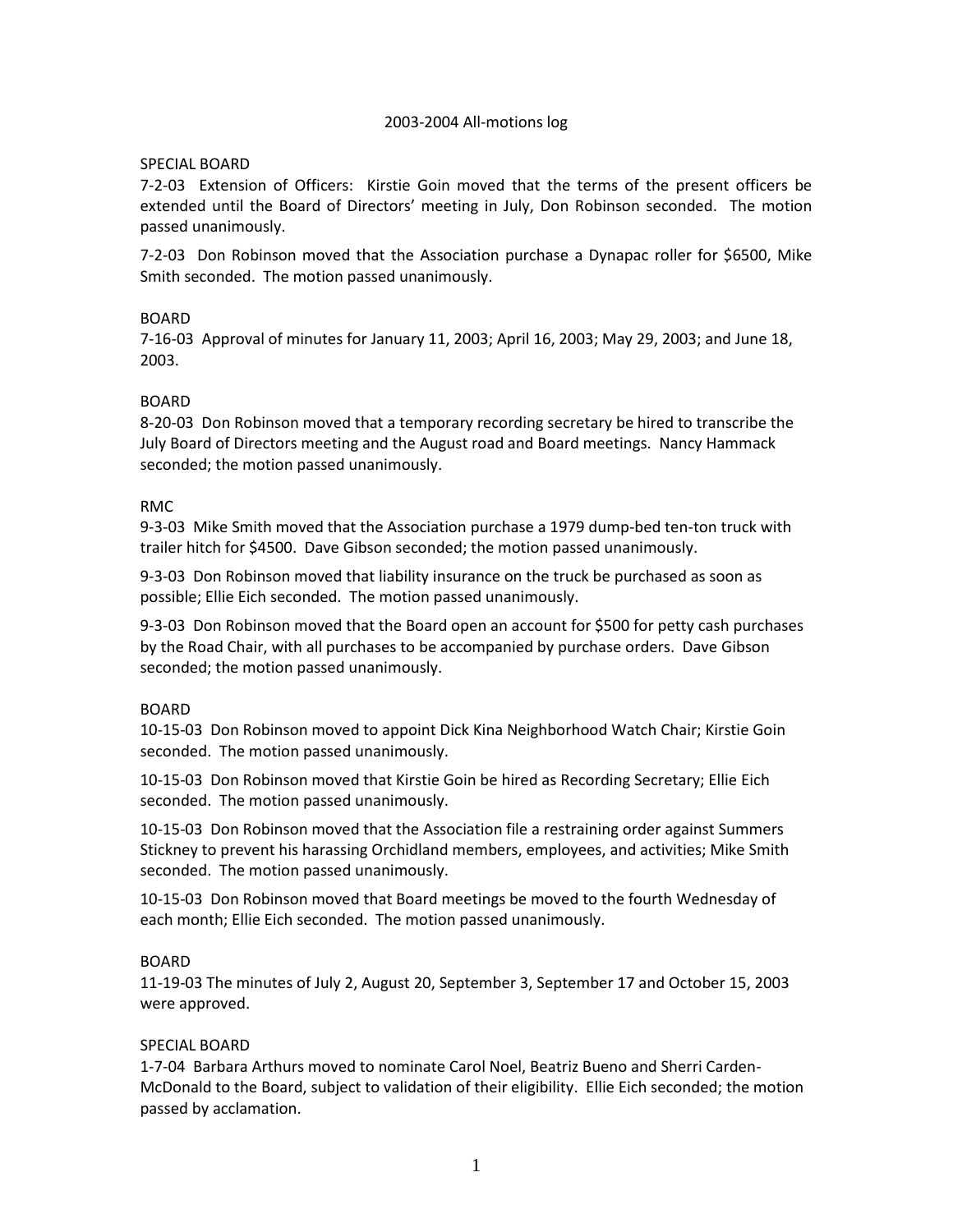# 2003-2004 All-motions log

SPECIAL BOARD

7-2-03 Extension of Officers: Kirstie Goin moved that the terms of the present officers be extended until the Board of Directors' meeting in July, Don Robinson seconded. The motion passed unanimously.

7-2-03 Don Robinson moved that the Association purchase a Dynapac roller for $6500, Mike Smith seconded. The motion passed unanimously.

BOARD

7-16-03 Approval of minutes for January 11, 2003; April 16, 2003; May 29, 2003; and June 18, 2003.

BOARD

8-20-03 Don Robinson moved that a temporary recording secretary be hired to transcribe the July Board of Directors meeting and the August road and Board meetings. Nancy Hammack seconded; the motion passed unanimously.

RMC

9-3-03 Mike Smith moved that the Association purchase a 1979 dump-bed ten-ton truck with trailer hitch for $4500. Dave Gibson seconded; the motion passed unanimously.

9-3-03 Don Robinson moved that liability insurance on the truck be purchased as soon as possible; Ellie Eich seconded. The motion passed unanimously.

9-3-03 Don Robinson moved that the Board open an account for $500 for petty cash purchases by the Road Chair, with all purchases to be accompanied by purchase orders. Dave Gibson seconded; the motion passed unanimously.

BOARD

10-15-03 Don Robinson moved to appoint Dick Kina Neighborhood Watch Chair; Kirstie Goin seconded. The motion passed unanimously.

10-15-03 Don Robinson moved that Kirstie Goin be hired as Recording Secretary; Ellie Eich seconded. The motion passed unanimously.

10-15-03 Don Robinson moved that the Association file a restraining order against Summers Stickney to prevent his harassing Orchidland members, employees, and activities; Mike Smith seconded. The motion passed unanimously.

10-15-03 Don Robinson moved that Board meetings be moved to the fourth Wednesday of each month; Ellie Eich seconded. The motion passed unanimously.

BOARD

11-19-03 The minutes of July 2, August 20, September 3, September 17 and October 15, 2003 were approved.

SPECIAL BOARD

1-7-04 Barbara Arthurs moved to nominate Carol Noel, Beatriz Bueno and Sherri Carden-McDonald to the Board, subject to validation of their eligibility. Ellie Eich seconded; the motion passed by acclamation.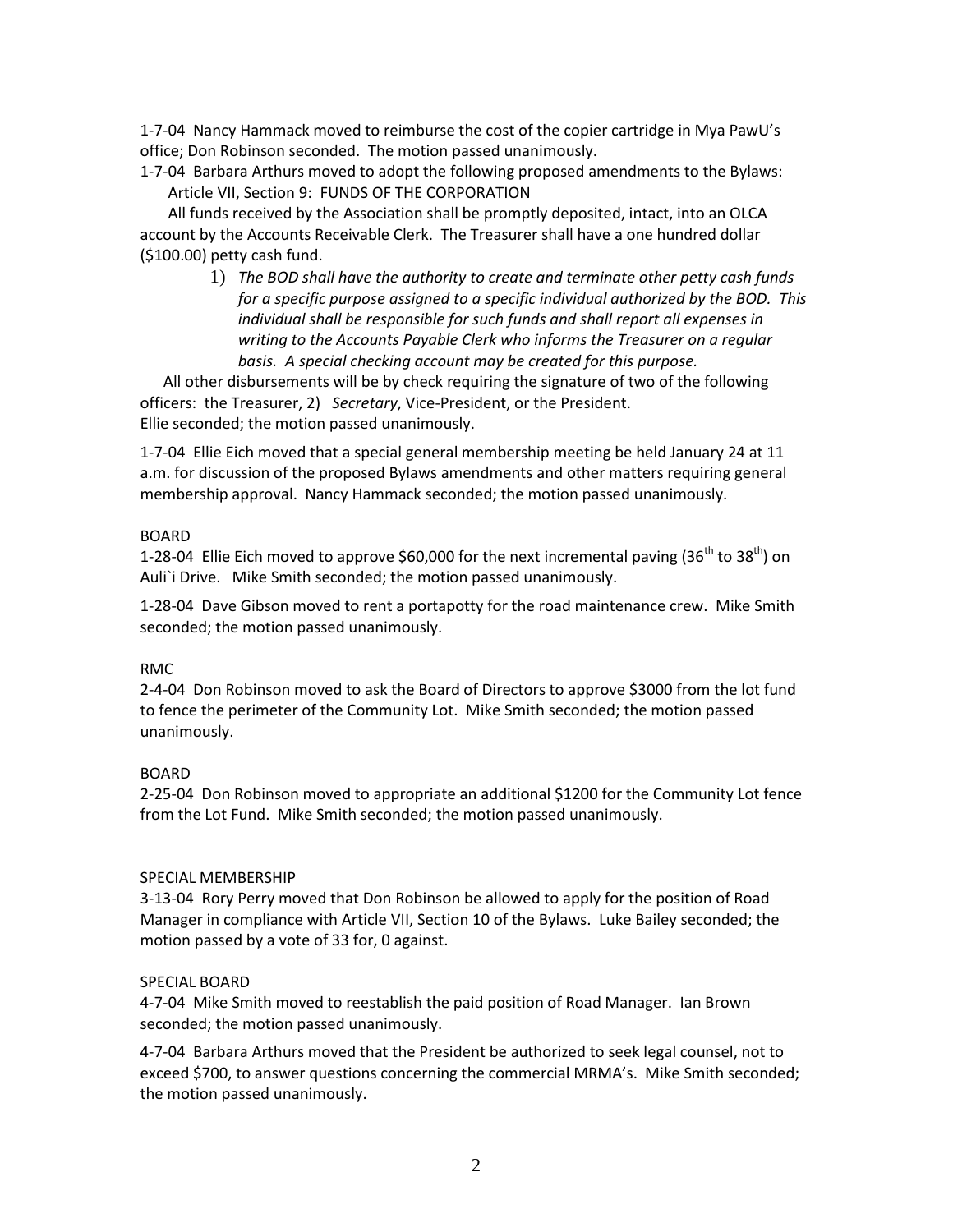1-7-04 Nancy Hammack moved to reimburse the cost of the copier cartridge in Mya PawU's office; Don Robinson seconded. The motion passed unanimously.

1-7-04 Barbara Arthurs moved to adopt the following proposed amendments to the Bylaws:

Article VII, Section 9: FUNDS OF THE CORPORATION

All funds received by the Association shall be promptly deposited, intact, into an OLCA account by the Accounts Receivable Clerk. The Treasurer shall have a one hundred dollar ($100.00) petty cash fund.

1) *The BOD shall have the authority to create and terminate other petty cash funds for a specific purpose assigned to a specific individual authorized by the BOD. This individual shall be responsible for such funds and shall report all expenses in writing to the Accounts Payable Clerk who informs the Treasurer on a regular basis. A special checking account may be created for this purpose.*

All other disbursements will be by check requiring the signature of two of the following officers: the Treasurer, 2) *Secretary*, Vice-President, or the President.
Ellie seconded; the motion passed unanimously.

1-7-04 Ellie Eich moved that a special general membership meeting be held January 24 at 11 a.m. for discussion of the proposed Bylaws amendments and other matters requiring general membership approval. Nancy Hammack seconded; the motion passed unanimously.

BOARD

1-28-04 Ellie Eich moved to approve $60,000 for the next incremental paving (36th to 38th) on Auli`i Drive. Mike Smith seconded; the motion passed unanimously.

1-28-04 Dave Gibson moved to rent a portapotty for the road maintenance crew. Mike Smith seconded; the motion passed unanimously.

RMC

2-4-04 Don Robinson moved to ask the Board of Directors to approve $3000 from the lot fund to fence the perimeter of the Community Lot. Mike Smith seconded; the motion passed unanimously.

BOARD

2-25-04 Don Robinson moved to appropriate an additional $1200 for the Community Lot fence from the Lot Fund. Mike Smith seconded; the motion passed unanimously.

SPECIAL MEMBERSHIP

3-13-04 Rory Perry moved that Don Robinson be allowed to apply for the position of Road Manager in compliance with Article VII, Section 10 of the Bylaws. Luke Bailey seconded; the motion passed by a vote of 33 for, 0 against.

SPECIAL BOARD

4-7-04 Mike Smith moved to reestablish the paid position of Road Manager. Ian Brown seconded; the motion passed unanimously.

4-7-04 Barbara Arthurs moved that the President be authorized to seek legal counsel, not to exceed $700, to answer questions concerning the commercial MRMA's. Mike Smith seconded; the motion passed unanimously.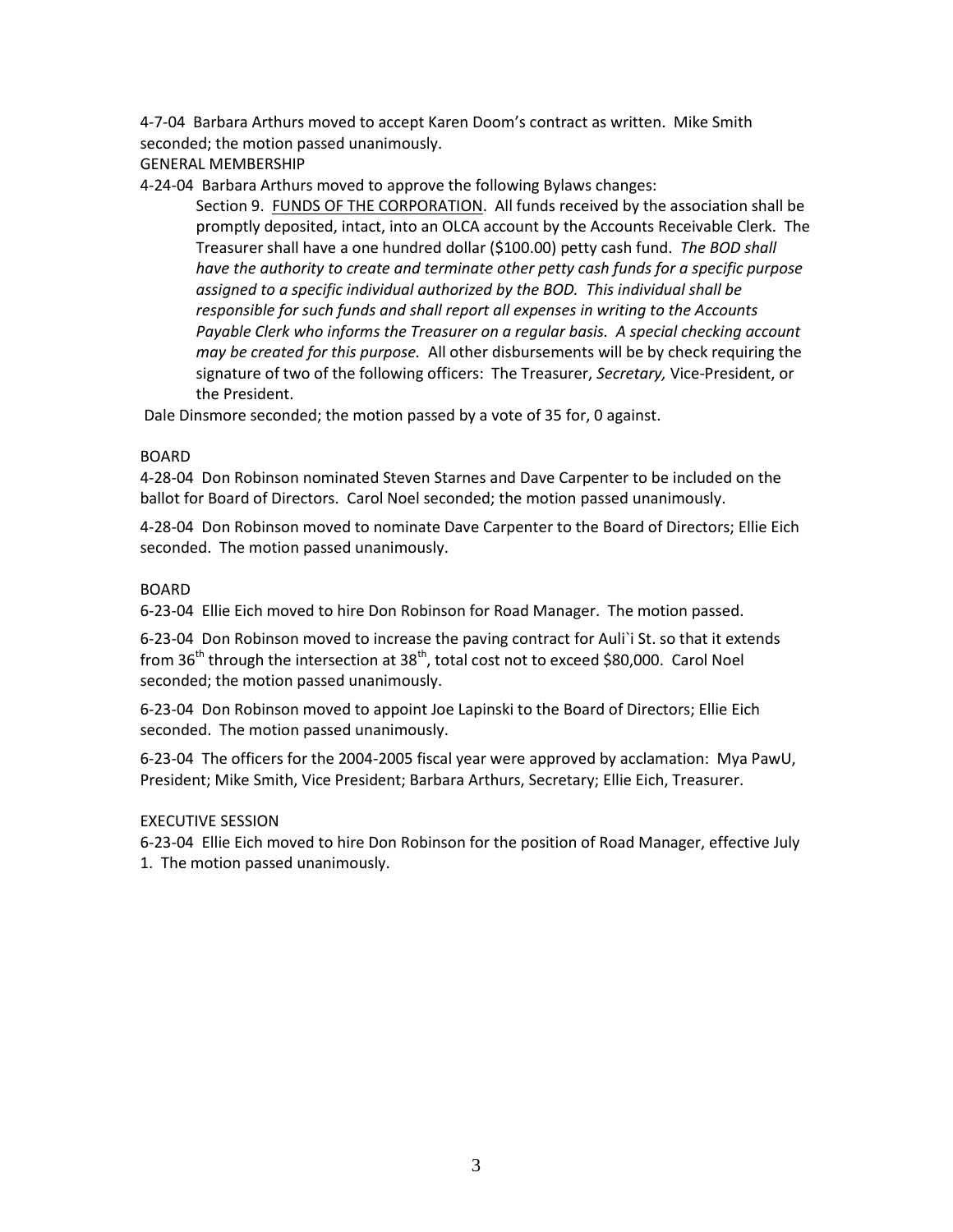4-7-04 Barbara Arthurs moved to accept Karen Doom's contract as written. Mike Smith seconded; the motion passed unanimously.

GENERAL MEMBERSHIP

4-24-04 Barbara Arthurs moved to approve the following Bylaws changes:

> Section 9. <u>FUNDS OF THE CORPORATION</u>. All funds received by the association shall be promptly deposited, intact, into an OLCA account by the Accounts Receivable Clerk. The Treasurer shall have a one hundred dollar ($100.00) petty cash fund. *The BOD shall have the authority to create and terminate other petty cash funds for a specific purpose assigned to a specific individual authorized by the BOD. This individual shall be responsible for such funds and shall report all expenses in writing to the Accounts Payable Clerk who informs the Treasurer on a regular basis. A special checking account may be created for this purpose.* All other disbursements will be by check requiring the signature of two of the following officers: The Treasurer, *Secretary,* Vice-President, or the President.

Dale Dinsmore seconded; the motion passed by a vote of 35 for, 0 against.

BOARD

4-28-04 Don Robinson nominated Steven Starnes and Dave Carpenter to be included on the ballot for Board of Directors. Carol Noel seconded; the motion passed unanimously.

4-28-04 Don Robinson moved to nominate Dave Carpenter to the Board of Directors; Ellie Eich seconded. The motion passed unanimously.

BOARD

6-23-04 Ellie Eich moved to hire Don Robinson for Road Manager. The motion passed.

6-23-04 Don Robinson moved to increase the paving contract for Auli`i St. so that it extends from 36th through the intersection at 38th, total cost not to exceed $80,000. Carol Noel seconded; the motion passed unanimously.

6-23-04 Don Robinson moved to appoint Joe Lapinski to the Board of Directors; Ellie Eich seconded. The motion passed unanimously.

6-23-04 The officers for the 2004-2005 fiscal year were approved by acclamation: Mya PawU, President; Mike Smith, Vice President; Barbara Arthurs, Secretary; Ellie Eich, Treasurer.

EXECUTIVE SESSION

6-23-04 Ellie Eich moved to hire Don Robinson for the position of Road Manager, effective July 1. The motion passed unanimously.